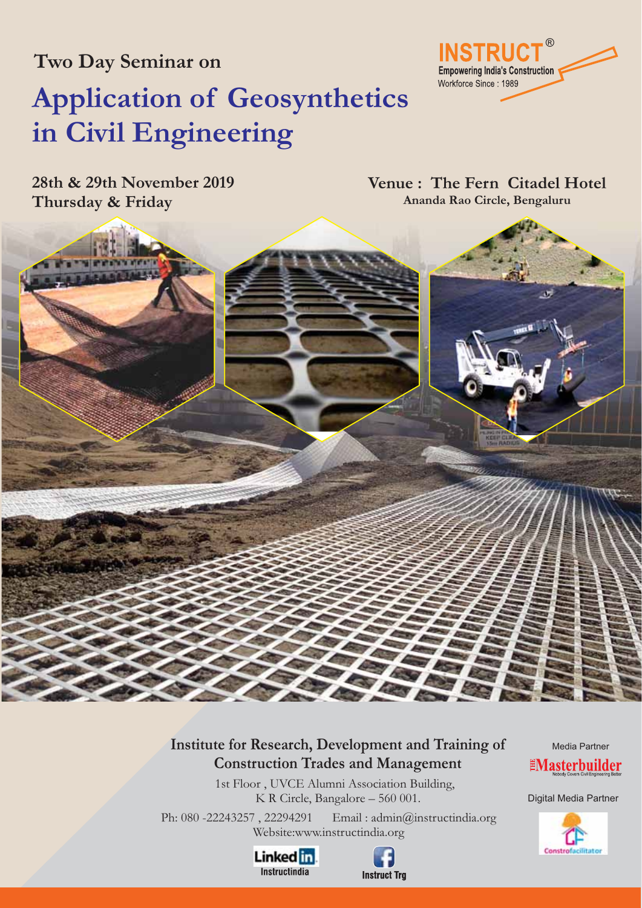Two Day Seminar on

# Application of Geosynthetics in Civil Engineering

**INSTRUCT®**
Empowering India's Construction Workforce Since : 1989

**28th & 29th November 2019**
**Thursday & Friday**

**Venue : The Fern Citadel Hotel**
**Ananda Rao Circle, Bengaluru**

**Institute for Research, Development and Training of Construction Trades and Management**

1st Floor , UVCE Alumni Association Building,
K R Circle, Bangalore – 560 001.

Ph: 080 -22243257 , 22294291 Email : admin@instructindia.org
Website:www.instructindia.org

LinkedIn Instructindia

Instruct Trg

Media Partner
The Masterbuilder

Digital Media Partner
Constrofacilitator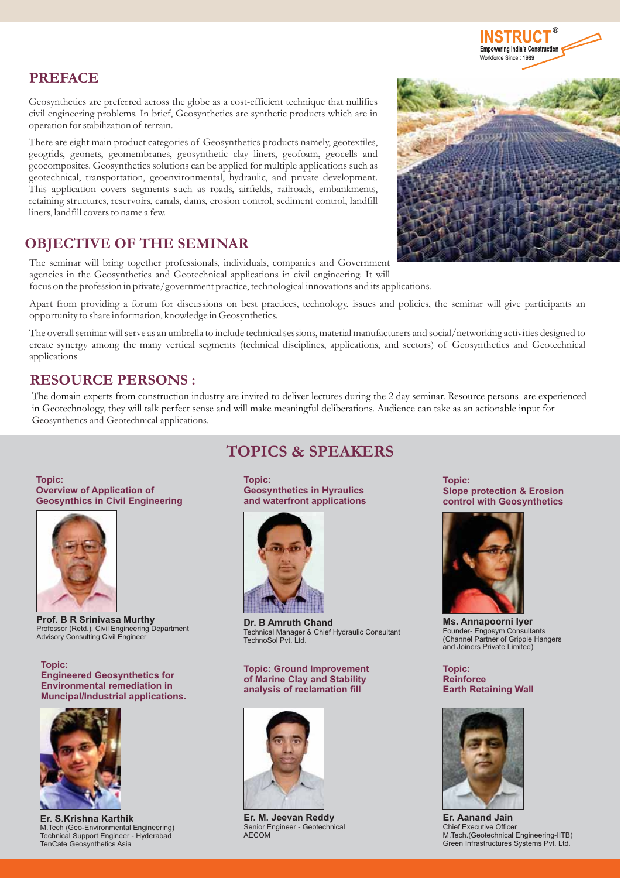## PREFACE

Geosynthetics are preferred across the globe as a cost-efficient technique that nullifies civil engineering problems. In brief, Geosynthetics are synthetic products which are in operation for stabilization of terrain.

There are eight main product categories of Geosynthetics products namely, geotextiles, geogrids, geonets, geomembranes, geosynthetic clay liners, geofoam, geocells and geocomposites. Geosynthetics solutions can be applied for multiple applications such as geotechnical, transportation, geoenvironmental, hydraulic, and private development. This application covers segments such as roads, airfields, railroads, embankments, retaining structures, reservoirs, canals, dams, erosion control, sediment control, landfill liners, landfill covers to name a few.

## OBJECTIVE OF THE SEMINAR

The seminar will bring together professionals, individuals, companies and Government agencies in the Geosynthetics and Geotechnical applications in civil engineering. It will focus on the profession in private/government practice, technological innovations and its applications.

Apart from providing a forum for discussions on best practices, technology, issues and policies, the seminar will give participants an opportunity to share information, knowledge in Geosynthetics.

The overall seminar will serve as an umbrella to include technical sessions, material manufacturers and social/networking activities designed to create synergy among the many vertical segments (technical disciplines, applications, and sectors) of Geosynthetics and Geotechnical applications

## RESOURCE PERSONS :

The domain experts from construction industry are invited to deliver lectures during the 2 day seminar. Resource persons are experienced in Geotechnology, they will talk perfect sense and will make meaningful deliberations. Audience can take as an actionable input for Geosynthetics and Geotechnical applications.

## TOPICS & SPEAKERS

**Topic:**
**Overview of Application of Geosynthics in Civil Engineering**

**Prof. B R Srinivasa Murthy**
Professor (Retd.), Civil Engineering Department
Advisory Consulting Civil Engineer

**Topic:**
**Geosynthetics in Hyraulics and waterfront applications**

**Dr. B Amruth Chand**
Technical Manager & Chief Hydraulic Consultant
TechnoSol Pvt. Ltd.

**Topic:**
**Slope protection & Erosion control with Geosynthetics**

**Ms. Annapoorni Iyer**
Founder- Engosym Consultants
(Channel Partner of Gripple Hangers and Joiners Private Limited)

**Topic:**
**Engineered Geosynthetics for Environmental remediation in Muncipal/Industrial applications.**

**Er. S.Krishna Karthik**
M.Tech (Geo-Environmental Engineering)
Technical Support Engineer - Hyderabad
TenCate Geosynthetics Asia

**Topic: Ground Improvement of Marine Clay and Stability analysis of reclamation fill**

**Er. M. Jeevan Reddy**
Senior Engineer - Geotechnical
AECOM

**Topic:**
**Reinforce Earth Retaining Wall**

**Er. Aanand Jain**
Chief Executive Officer
M.Tech.(Geotechnical Engineering-IITB)
Green Infrastructures Systems Pvt. Ltd.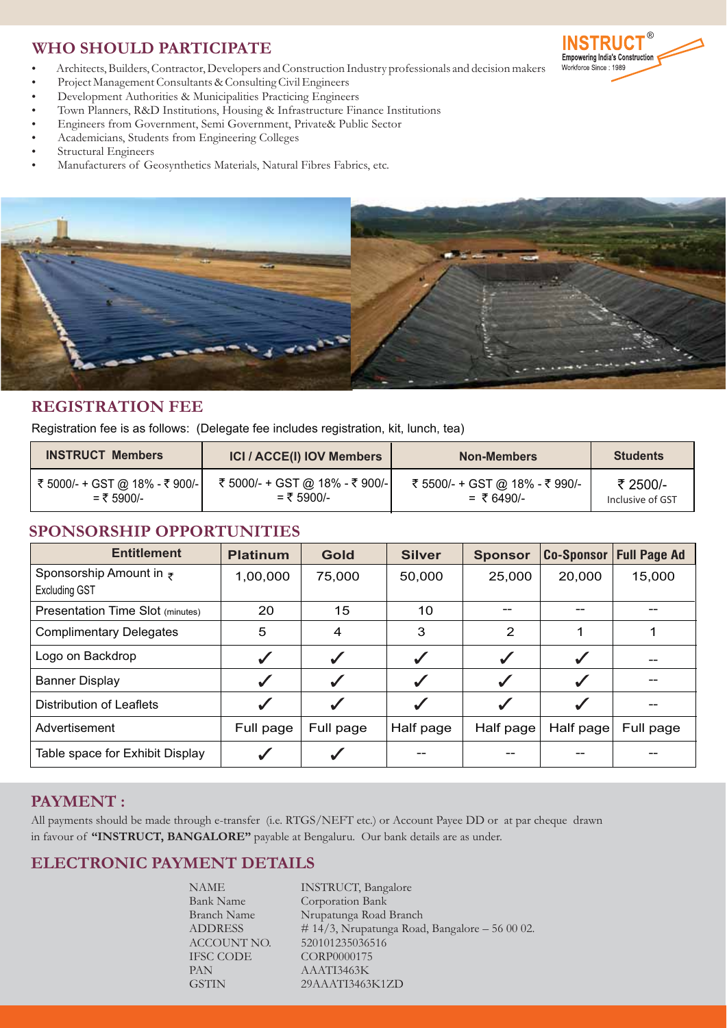## WHO SHOULD PARTICIPATE

- Architects, Builders, Contractor, Developers and Construction Industry professionals and decision makers
- Project Management Consultants & Consulting Civil Engineers
- Development Authorities & Municipalities Practicing Engineers
- Town Planners, R&D Institutions, Housing & Infrastructure Finance Institutions
- Engineers from Government, Semi Government, Private& Public Sector
- Academicians, Students from Engineering Colleges
- Structural Engineers
- Manufacturers of Geosynthetics Materials, Natural Fibres Fabrics, etc.

## REGISTRATION FEE

Registration fee is as follows: (Delegate fee includes registration, kit, lunch, tea)

| INSTRUCT Members | ICI / ACCE(I) IOV Members | Non-Members | Students |
|---|---|---|---|
| ₹ 5000/- + GST @ 18% - ₹ 900/- = ₹ 5900/- | ₹ 5000/- + GST @ 18% - ₹ 900/- = ₹ 5900/- | ₹ 5500/- + GST @ 18% - ₹ 990/- = ₹ 6490/- | ₹ 2500/- Inclusive of GST |

## SPONSORSHIP OPPORTUNITIES

| Entitlement | Platinum | Gold | Silver | Sponsor | Co-Sponsor | Full Page Ad |
|---|---|---|---|---|---|---|
| Sponsorship Amount in ₹ Excluding GST | 1,00,000 | 75,000 | 50,000 | 25,000 | 20,000 | 15,000 |
| Presentation Time Slot (minutes) | 20 | 15 | 10 | -- | -- | -- |
| Complimentary Delegates | 5 | 4 | 3 | 2 | 1 | 1 |
| Logo on Backdrop | ✓ | ✓ | ✓ | ✓ | ✓ | -- |
| Banner Display | ✓ | ✓ | ✓ | ✓ | ✓ | -- |
| Distribution of Leaflets | ✓ | ✓ | ✓ | ✓ | ✓ | -- |
| Advertisement | Full page | Full page | Half page | Half page | Half page | Full page |
| Table space for Exhibit Display | ✓ | ✓ | -- | -- | -- | -- |

## PAYMENT :

All payments should be made through e-transfer (i.e. RTGS/NEFT etc.) or Account Payee DD or at par cheque drawn in favour of **"INSTRUCT, BANGALORE"** payable at Bengaluru. Our bank details are as under.

## ELECTRONIC PAYMENT DETAILS

| | |
|---|---|
| NAME | INSTRUCT, Bangalore |
| Bank Name | Corporation Bank |
| Branch Name | Nrupatunga Road Branch |
| ADDRESS | # 14/3, Nrupatunga Road, Bangalore – 56 00 02. |
| ACCOUNT NO. | 520101235036516 |
| IFSC CODE | CORP0000175 |
| PAN | AAATI3463K |
| GSTIN | 29AAATI3463K1ZD |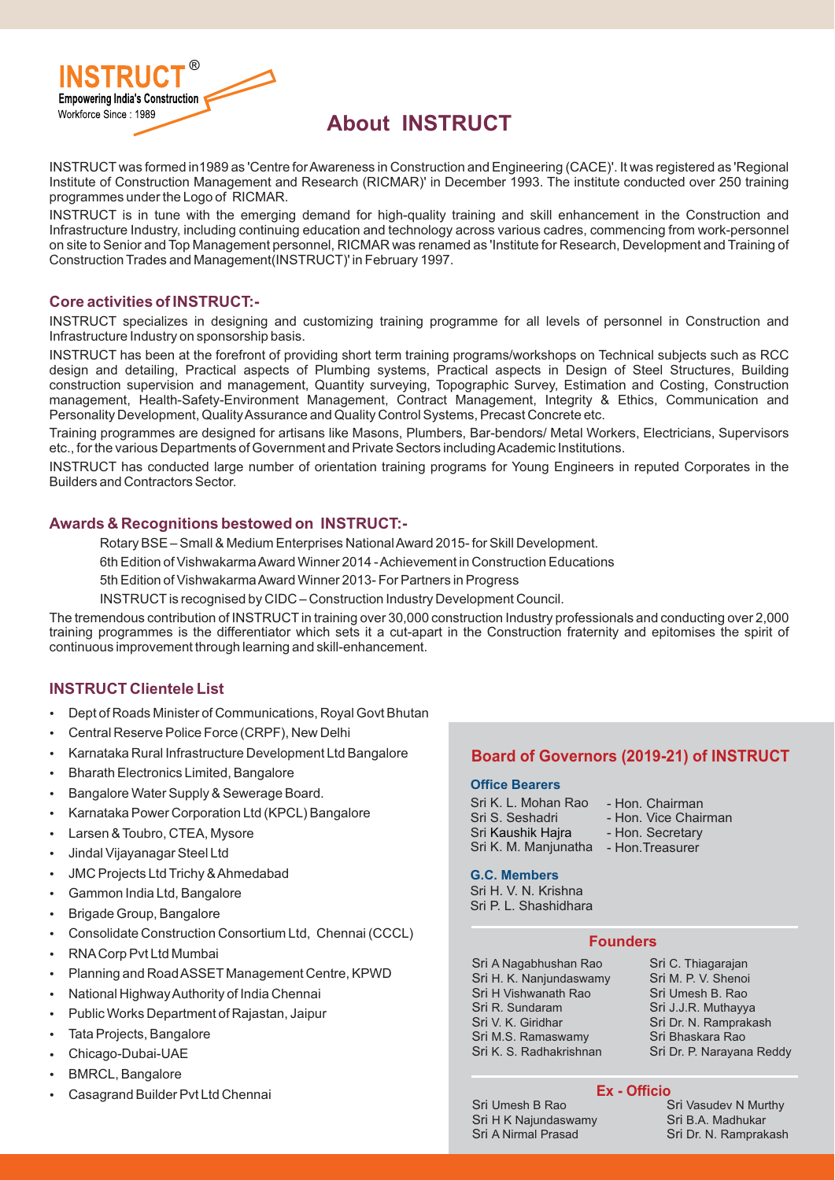**INSTRUCT®**
Empowering India's Construction
Workforce Since : 1989

# About INSTRUCT

INSTRUCT was formed in1989 as 'Centre for Awareness in Construction and Engineering (CACE)'. It was registered as 'Regional Institute of Construction Management and Research (RICMAR)' in December 1993. The institute conducted over 250 training programmes under the Logo of RICMAR.

INSTRUCT is in tune with the emerging demand for high-quality training and skill enhancement in the Construction and Infrastructure Industry, including continuing education and technology across various cadres, commencing from work-personnel on site to Senior and Top Management personnel, RICMAR was renamed as 'Institute for Research, Development and Training of Construction Trades and Management(INSTRUCT)' in February 1997.

## Core activities of INSTRUCT:-

INSTRUCT specializes in designing and customizing training programme for all levels of personnel in Construction and Infrastructure Industry on sponsorship basis.

INSTRUCT has been at the forefront of providing short term training programs/workshops on Technical subjects such as RCC design and detailing, Practical aspects of Plumbing systems, Practical aspects in Design of Steel Structures, Building construction supervision and management, Quantity surveying, Topographic Survey, Estimation and Costing, Construction management, Health-Safety-Environment Management, Contract Management, Integrity & Ethics, Communication and Personality Development, Quality Assurance and Quality Control Systems, Precast Concrete etc.

Training programmes are designed for artisans like Masons, Plumbers, Bar-bendors/ Metal Workers, Electricians, Supervisors etc., for the various Departments of Government and Private Sectors including Academic Institutions.

INSTRUCT has conducted large number of orientation training programs for Young Engineers in reputed Corporates in the Builders and Contractors Sector.

## Awards & Recognitions bestowed on INSTRUCT:-

Rotary BSE – Small & Medium Enterprises National Award 2015- for Skill Development.

6th Edition of Vishwakarma Award Winner 2014 - Achievement in Construction Educations

5th Edition of Vishwakarma Award Winner 2013- For Partners in Progress

INSTRUCT is recognised by CIDC – Construction Industry Development Council.

The tremendous contribution of INSTRUCT in training over 30,000 construction Industry professionals and conducting over 2,000 training programmes is the differentiator which sets it a cut-apart in the Construction fraternity and epitomises the spirit of continuous improvement through learning and skill-enhancement.

## INSTRUCT Clientele List

- Dept of Roads Minister of Communications, Royal Govt Bhutan
- Central Reserve Police Force (CRPF), New Delhi
- Karnataka Rural Infrastructure Development Ltd Bangalore
- Bharath Electronics Limited, Bangalore
- Bangalore Water Supply & Sewerage Board.
- Karnataka Power Corporation Ltd (KPCL) Bangalore
- Larsen & Toubro, CTEA, Mysore
- Jindal Vijayanagar Steel Ltd
- JMC Projects Ltd Trichy & Ahmedabad
- Gammon India Ltd, Bangalore
- Brigade Group, Bangalore
- Consolidate Construction Consortium Ltd, Chennai (CCCL)
- RNA Corp Pvt Ltd Mumbai
- Planning and Road ASSET Management Centre, KPWD
- National Highway Authority of India Chennai
- Public Works Department of Rajastan, Jaipur
- Tata Projects, Bangalore
- Chicago-Dubai-UAE
- BMRCL, Bangalore
- Casagrand Builder Pvt Ltd Chennai

## Board of Governors (2019-21) of INSTRUCT

### Office Bearers

Sri K. L. Mohan Rao - Hon. Chairman
Sri S. Seshadri - Hon. Vice Chairman
Sri Kaushik Hajra - Hon. Secretary
Sri K. M. Manjunatha - Hon.Treasurer

### G.C. Members

Sri H. V. N. Krishna
Sri P. L. Shashidhara

### Founders

Sri A Nagabhushan Rao
Sri H. K. Nanjundaswamy
Sri H Vishwanath Rao
Sri R. Sundaram
Sri V. K. Giridhar
Sri M.S. Ramaswamy
Sri K. S. Radhakrishnan
Sri C. Thiagarajan
Sri M. P. V. Shenoi
Sri Umesh B. Rao
Sri J.J.R. Muthayya
Sri Dr. N. Ramprakash
Sri Bhaskara Rao
Sri Dr. P. Narayana Reddy

### Ex - Officio

Sri Umesh B Rao
Sri H K Najundaswamy
Sri A Nirmal Prasad
Sri Vasudev N Murthy
Sri B.A. Madhukar
Sri Dr. N. Ramprakash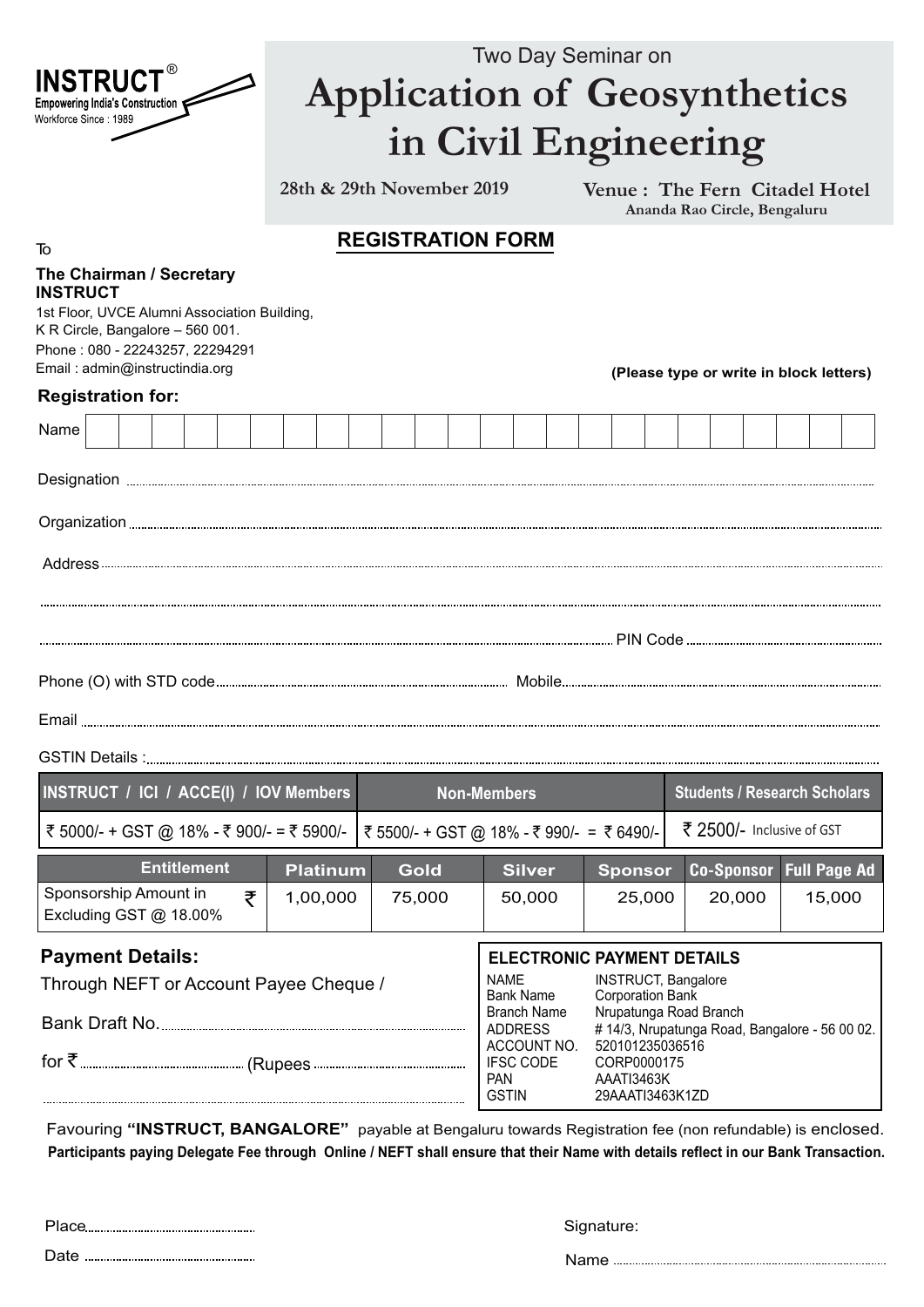**INSTRUCT**®
Empowering India's Construction Workforce Since : 1989

Two Day Seminar on

# Application of Geosynthetics in Civil Engineering

**28th & 29th November 2019**

**Venue : The Fern Citadel Hotel**
**Ananda Rao Circle, Bengaluru**

## REGISTRATION FORM

To

**The Chairman / Secretary**
**INSTRUCT**
1st Floor, UVCE Alumni Association Building,
K R Circle, Bangalore – 560 001.
Phone : 080 - 22243257, 22294291
Email : admin@instructindia.org

**(Please type or write in block letters)**

**Registration for:**

Name

Designation ..........

Organization ..........

Address ..........

.......... PIN Code ..........

Phone (O) with STD code .......... Mobile ..........

Email ..........

GSTIN Details : ..........

| INSTRUCT / ICI / ACCE(I) / IOV Members | Non-Members | Students / Research Scholars |
|---|---|---|
| ₹ 5000/- + GST @ 18% - ₹ 900/- = ₹ 5900/- | ₹ 5500/- + GST @ 18% - ₹ 990/- = ₹ 6490/- | ₹ 2500/- Inclusive of GST |

| Entitlement | Platinum | Gold | Silver | Sponsor | Co-Sponsor | Full Page Ad |
|---|---|---|---|---|---|---|
| Sponsorship Amount in Excluding GST @ 18.00% ₹ | 1,00,000 | 75,000 | 50,000 | 25,000 | 20,000 | 15,000 |

**Payment Details:**

Through NEFT or Account Payee Cheque /

Bank Draft No. ..........

for ₹ .......... (Rupees ..........

..........

**ELECTRONIC PAYMENT DETAILS**

| | |
|---|---|
| NAME | INSTRUCT, Bangalore |
| Bank Name | Corporation Bank |
| Branch Name | Nrupatunga Road Branch |
| ADDRESS | # 14/3, Nrupatunga Road, Bangalore - 56 00 02. |
| ACCOUNT NO. | 520101235036516 |
| IFSC CODE | CORP0000175 |
| PAN | AAATI3463K |
| GSTIN | 29AAATI3463K1ZD |

Favouring **"INSTRUCT, BANGALORE"** payable at Bengaluru towards Registration fee (non refundable) is enclosed.
**Participants paying Delegate Fee through Online / NEFT shall ensure that their Name with details reflect in our Bank Transaction.**

Place ..........

Date ..........

Signature:

Name ..........